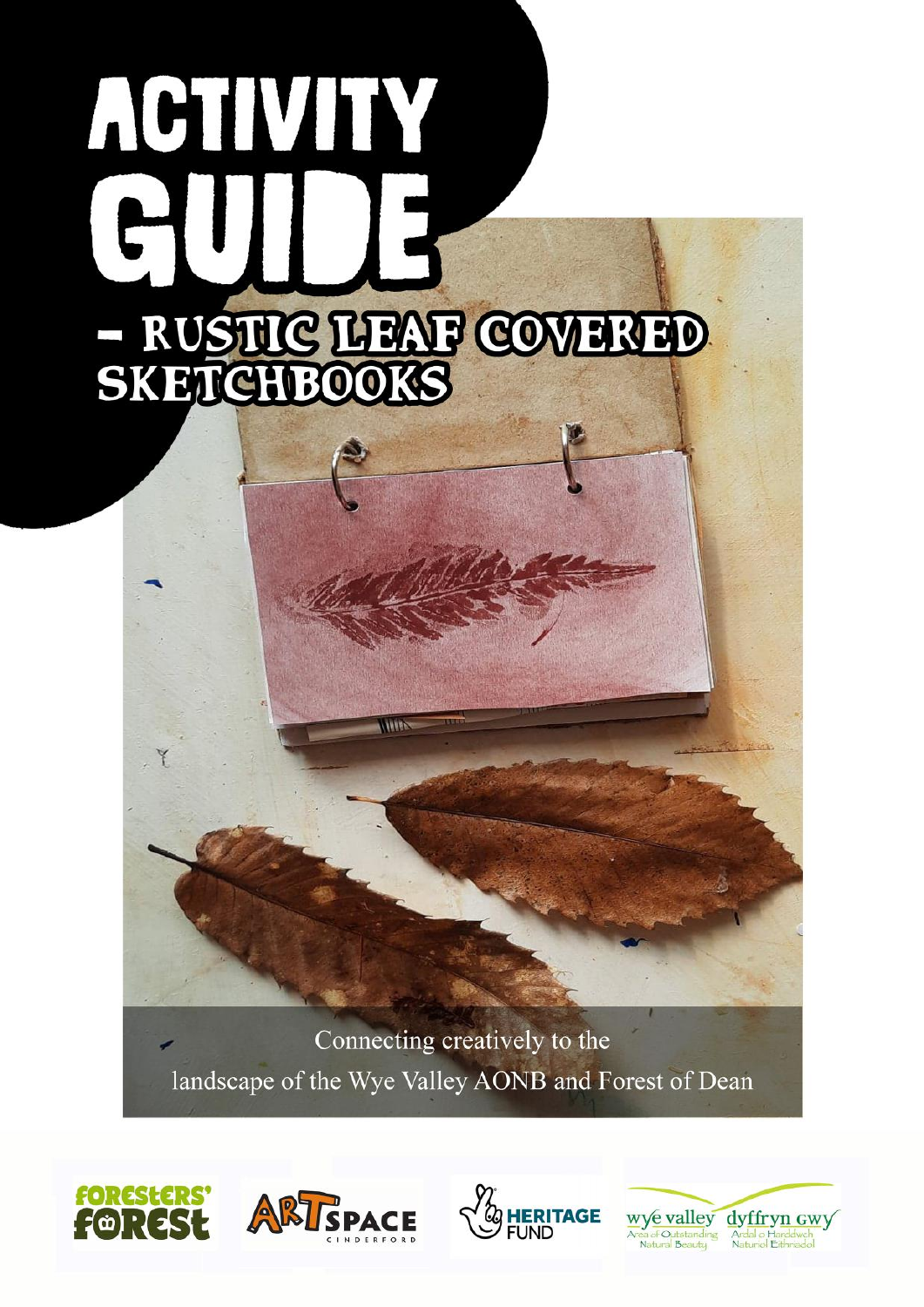# ACTIVITY GUIDE

## – RUSTIC LEAF COVERED SKETCHBOOKS

Connecting creatively to the landscape of the Wye Valley AONB and Forest of Dean

FORESTERS' FOREST

ARTSPACE CINDERFORD

HERITAGE FUND

wye valley Area of Outstanding Natural Beauty

dyffryn gwy Ardal o Harddwch Naturiol Eithriadol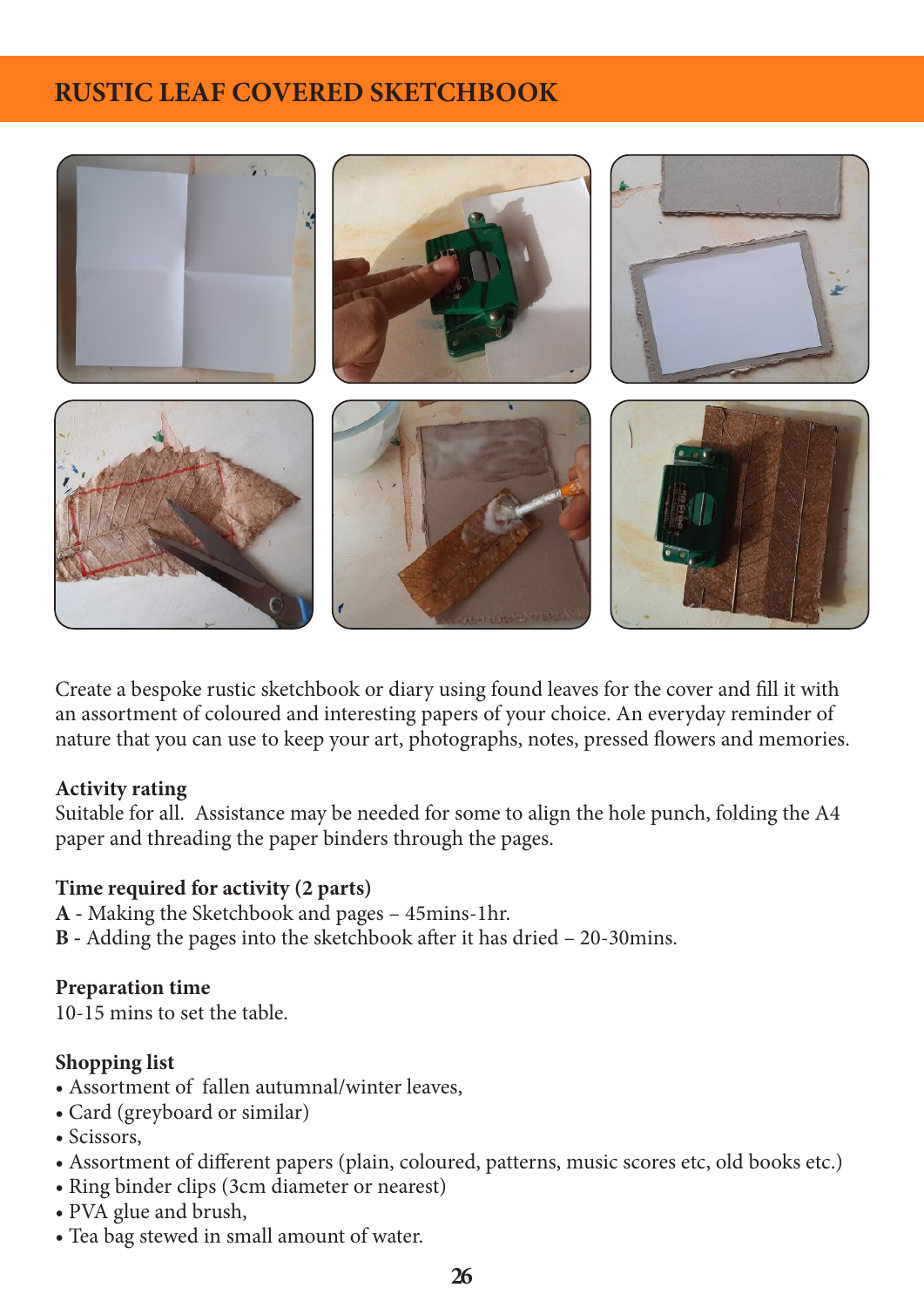# RUSTIC LEAF COVERED SKETCHBOOK

Create a bespoke rustic sketchbook or diary using found leaves for the cover and fill it with an assortment of coloured and interesting papers of your choice. An everyday reminder of nature that you can use to keep your art, photographs, notes, pressed flowers and memories.

**Activity rating**
Suitable for all. Assistance may be needed for some to align the hole punch, folding the A4 paper and threading the paper binders through the pages.

**Time required for activity (2 parts)**
**A** - Making the Sketchbook and pages – 45mins-1hr.
**B** - Adding the pages into the sketchbook after it has dried – 20-30mins.

**Preparation time**
10-15 mins to set the table.

**Shopping list**
- Assortment of fallen autumnal/winter leaves,
- Card (greyboard or similar)
- Scissors,
- Assortment of different papers (plain, coloured, patterns, music scores etc, old books etc.)
- Ring binder clips (3cm diameter or nearest)
- PVA glue and brush,
- Tea bag stewed in small amount of water.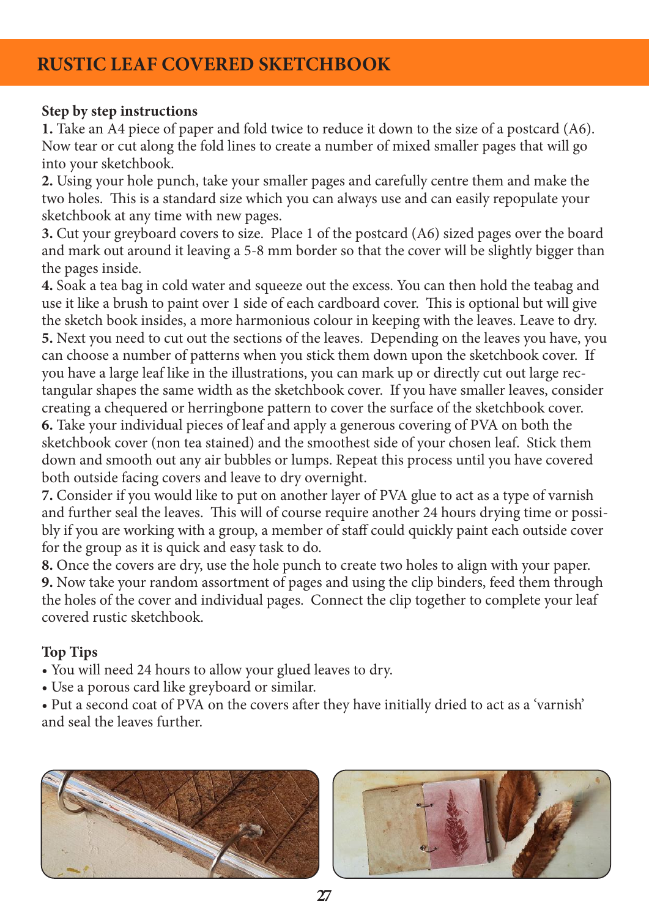## RUSTIC LEAF COVERED SKETCHBOOK

**Step by step instructions**

**1.** Take an A4 piece of paper and fold twice to reduce it down to the size of a postcard (A6). Now tear or cut along the fold lines to create a number of mixed smaller pages that will go into your sketchbook.

**2.** Using your hole punch, take your smaller pages and carefully centre them and make the two holes. This is a standard size which you can always use and can easily repopulate your sketchbook at any time with new pages.

**3.** Cut your greyboard covers to size. Place 1 of the postcard (A6) sized pages over the board and mark out around it leaving a 5-8 mm border so that the cover will be slightly bigger than the pages inside.

**4.** Soak a tea bag in cold water and squeeze out the excess. You can then hold the teabag and use it like a brush to paint over 1 side of each cardboard cover. This is optional but will give the sketch book insides, a more harmonious colour in keeping with the leaves. Leave to dry.

**5.** Next you need to cut out the sections of the leaves. Depending on the leaves you have, you can choose a number of patterns when you stick them down upon the sketchbook cover. If you have a large leaf like in the illustrations, you can mark up or directly cut out large rectangular shapes the same width as the sketchbook cover. If you have smaller leaves, consider creating a chequered or herringbone pattern to cover the surface of the sketchbook cover.

**6.** Take your individual pieces of leaf and apply a generous covering of PVA on both the sketchbook cover (non tea stained) and the smoothest side of your chosen leaf. Stick them down and smooth out any air bubbles or lumps. Repeat this process until you have covered both outside facing covers and leave to dry overnight.

**7.** Consider if you would like to put on another layer of PVA glue to act as a type of varnish and further seal the leaves. This will of course require another 24 hours drying time or possibly if you are working with a group, a member of staff could quickly paint each outside cover for the group as it is quick and easy task to do.

**8.** Once the covers are dry, use the hole punch to create two holes to align with your paper.

**9.** Now take your random assortment of pages and using the clip binders, feed them through the holes of the cover and individual pages. Connect the clip together to complete your leaf covered rustic sketchbook.

**Top Tips**

- You will need 24 hours to allow your glued leaves to dry.
- Use a porous card like greyboard or similar.
- Put a second coat of PVA on the covers after they have initially dried to act as a 'varnish' and seal the leaves further.